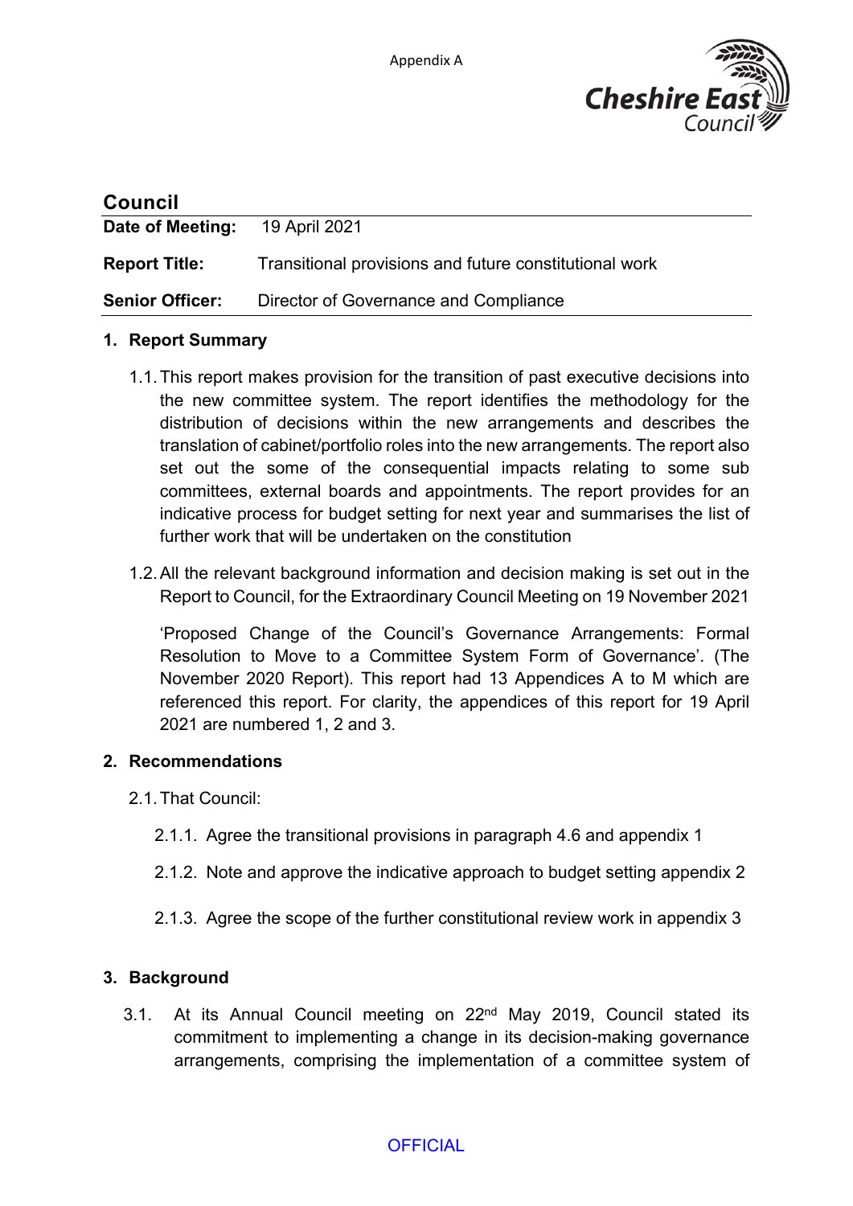Appendix A

Cheshire East Council

# Council

**Date of Meeting:** 19 April 2021

**Report Title:** Transitional provisions and future constitutional work

**Senior Officer:** Director of Governance and Compliance

## 1. Report Summary

1.1. This report makes provision for the transition of past executive decisions into the new committee system. The report identifies the methodology for the distribution of decisions within the new arrangements and describes the translation of cabinet/portfolio roles into the new arrangements. The report also set out the some of the consequential impacts relating to some sub committees, external boards and appointments. The report provides for an indicative process for budget setting for next year and summarises the list of further work that will be undertaken on the constitution

1.2. All the relevant background information and decision making is set out in the Report to Council, for the Extraordinary Council Meeting on 19 November 2021

'Proposed Change of the Council's Governance Arrangements: Formal Resolution to Move to a Committee System Form of Governance'. (The November 2020 Report). This report had 13 Appendices A to M which are referenced this report. For clarity, the appendices of this report for 19 April 2021 are numbered 1, 2 and 3.

## 2. Recommendations

2.1. That Council:

2.1.1. Agree the transitional provisions in paragraph 4.6 and appendix 1

2.1.2. Note and approve the indicative approach to budget setting appendix 2

2.1.3. Agree the scope of the further constitutional review work in appendix 3

## 3. Background

3.1. At its Annual Council meeting on 22nd May 2019, Council stated its commitment to implementing a change in its decision-making governance arrangements, comprising the implementation of a committee system of

OFFICIAL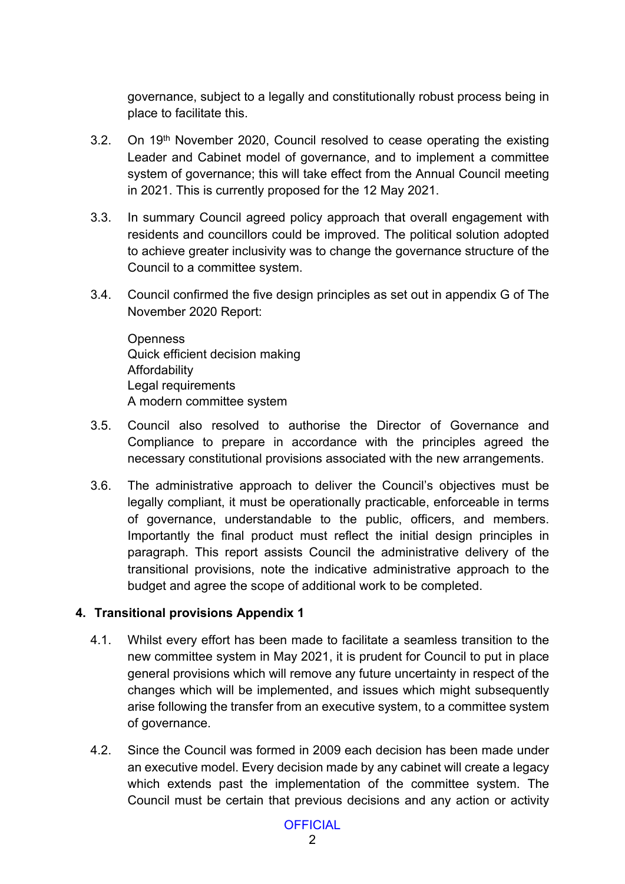governance, subject to a legally and constitutionally robust process being in place to facilitate this.

3.2. On 19th November 2020, Council resolved to cease operating the existing Leader and Cabinet model of governance, and to implement a committee system of governance; this will take effect from the Annual Council meeting in 2021. This is currently proposed for the 12 May 2021.

3.3. In summary Council agreed policy approach that overall engagement with residents and councillors could be improved. The political solution adopted to achieve greater inclusivity was to change the governance structure of the Council to a committee system.

3.4. Council confirmed the five design principles as set out in appendix G of The November 2020 Report:

Openness
Quick efficient decision making
Affordability
Legal requirements
A modern committee system

3.5. Council also resolved to authorise the Director of Governance and Compliance to prepare in accordance with the principles agreed the necessary constitutional provisions associated with the new arrangements.

3.6. The administrative approach to deliver the Council's objectives must be legally compliant, it must be operationally practicable, enforceable in terms of governance, understandable to the public, officers, and members. Importantly the final product must reflect the initial design principles in paragraph. This report assists Council the administrative delivery of the transitional provisions, note the indicative administrative approach to the budget and agree the scope of additional work to be completed.

## 4. Transitional provisions Appendix 1

4.1. Whilst every effort has been made to facilitate a seamless transition to the new committee system in May 2021, it is prudent for Council to put in place general provisions which will remove any future uncertainty in respect of the changes which will be implemented, and issues which might subsequently arise following the transfer from an executive system, to a committee system of governance.

4.2. Since the Council was formed in 2009 each decision has been made under an executive model. Every decision made by any cabinet will create a legacy which extends past the implementation of the committee system. The Council must be certain that previous decisions and any action or activity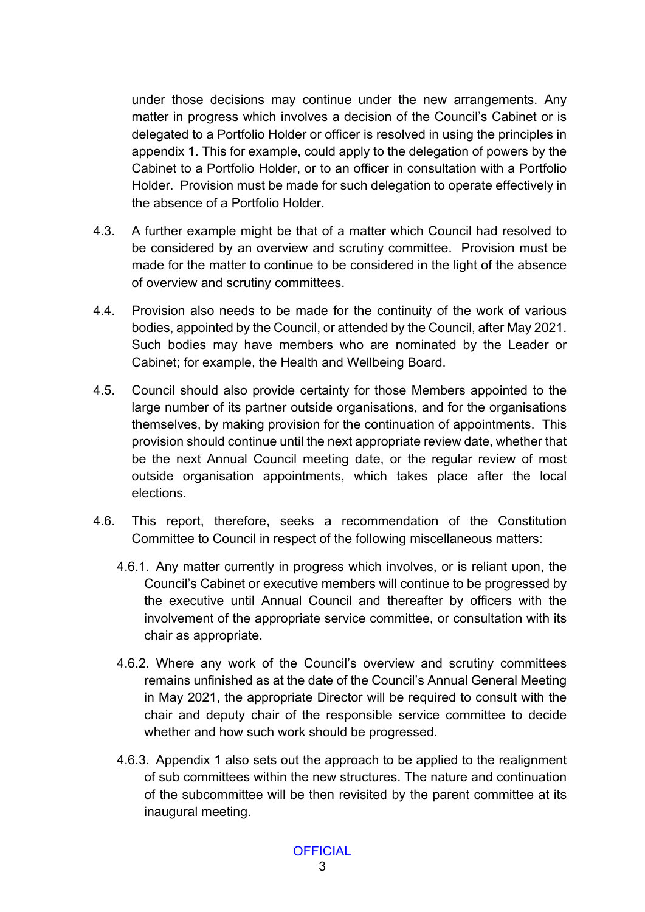under those decisions may continue under the new arrangements. Any matter in progress which involves a decision of the Council's Cabinet or is delegated to a Portfolio Holder or officer is resolved in using the principles in appendix 1. This for example, could apply to the delegation of powers by the Cabinet to a Portfolio Holder, or to an officer in consultation with a Portfolio Holder. Provision must be made for such delegation to operate effectively in the absence of a Portfolio Holder.

4.3. A further example might be that of a matter which Council had resolved to be considered by an overview and scrutiny committee. Provision must be made for the matter to continue to be considered in the light of the absence of overview and scrutiny committees.

4.4. Provision also needs to be made for the continuity of the work of various bodies, appointed by the Council, or attended by the Council, after May 2021. Such bodies may have members who are nominated by the Leader or Cabinet; for example, the Health and Wellbeing Board.

4.5. Council should also provide certainty for those Members appointed to the large number of its partner outside organisations, and for the organisations themselves, by making provision for the continuation of appointments. This provision should continue until the next appropriate review date, whether that be the next Annual Council meeting date, or the regular review of most outside organisation appointments, which takes place after the local elections.

4.6. This report, therefore, seeks a recommendation of the Constitution Committee to Council in respect of the following miscellaneous matters:

4.6.1. Any matter currently in progress which involves, or is reliant upon, the Council's Cabinet or executive members will continue to be progressed by the executive until Annual Council and thereafter by officers with the involvement of the appropriate service committee, or consultation with its chair as appropriate.

4.6.2. Where any work of the Council's overview and scrutiny committees remains unfinished as at the date of the Council's Annual General Meeting in May 2021, the appropriate Director will be required to consult with the chair and deputy chair of the responsible service committee to decide whether and how such work should be progressed.

4.6.3. Appendix 1 also sets out the approach to be applied to the realignment of sub committees within the new structures. The nature and continuation of the subcommittee will be then revisited by the parent committee at its inaugural meeting.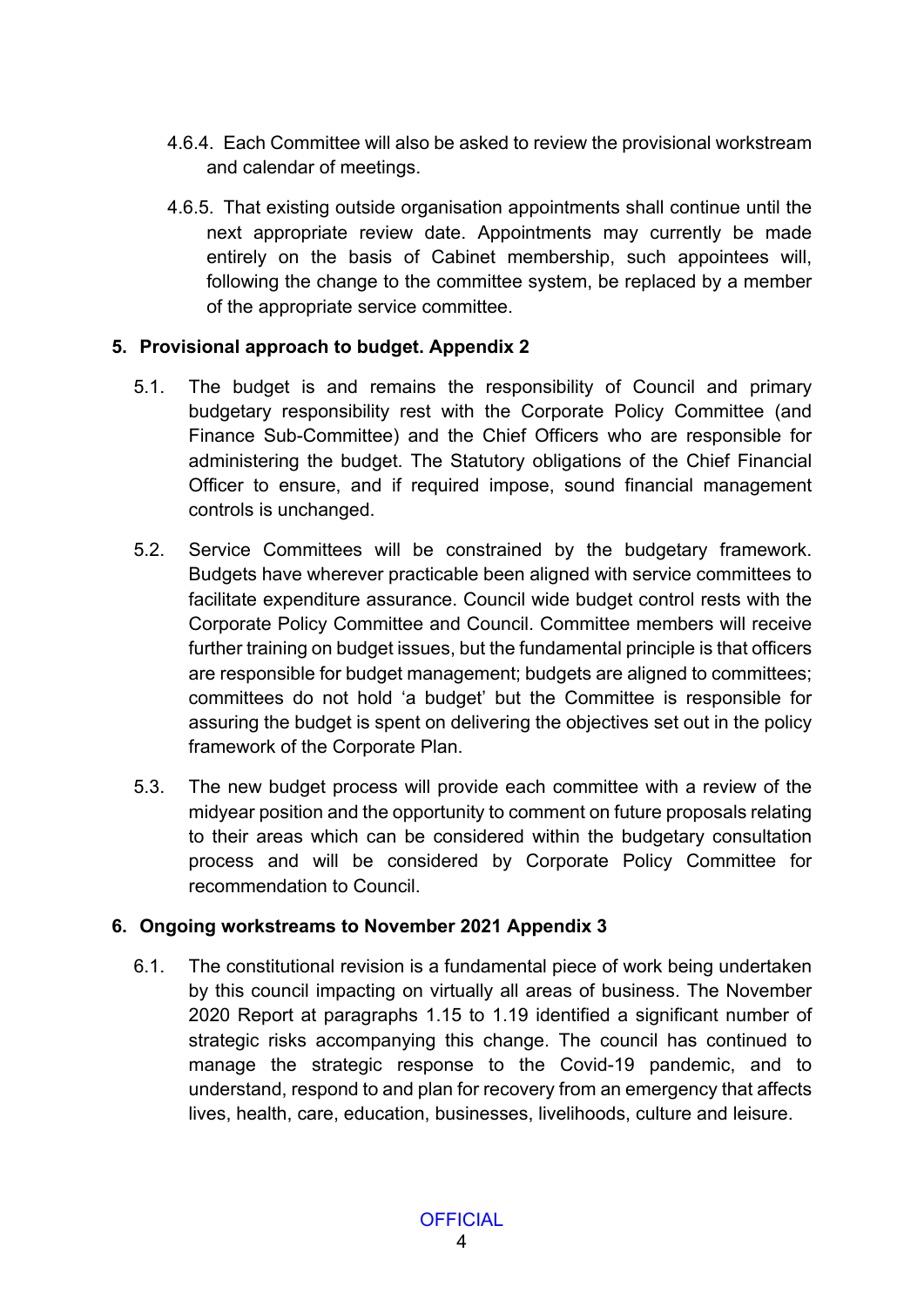4.6.4. Each Committee will also be asked to review the provisional workstream and calendar of meetings.

4.6.5. That existing outside organisation appointments shall continue until the next appropriate review date. Appointments may currently be made entirely on the basis of Cabinet membership, such appointees will, following the change to the committee system, be replaced by a member of the appropriate service committee.

## 5. Provisional approach to budget. Appendix 2

5.1. The budget is and remains the responsibility of Council and primary budgetary responsibility rest with the Corporate Policy Committee (and Finance Sub-Committee) and the Chief Officers who are responsible for administering the budget. The Statutory obligations of the Chief Financial Officer to ensure, and if required impose, sound financial management controls is unchanged.

5.2. Service Committees will be constrained by the budgetary framework. Budgets have wherever practicable been aligned with service committees to facilitate expenditure assurance. Council wide budget control rests with the Corporate Policy Committee and Council. Committee members will receive further training on budget issues, but the fundamental principle is that officers are responsible for budget management; budgets are aligned to committees; committees do not hold 'a budget' but the Committee is responsible for assuring the budget is spent on delivering the objectives set out in the policy framework of the Corporate Plan.

5.3. The new budget process will provide each committee with a review of the midyear position and the opportunity to comment on future proposals relating to their areas which can be considered within the budgetary consultation process and will be considered by Corporate Policy Committee for recommendation to Council.

## 6. Ongoing workstreams to November 2021 Appendix 3

6.1. The constitutional revision is a fundamental piece of work being undertaken by this council impacting on virtually all areas of business. The November 2020 Report at paragraphs 1.15 to 1.19 identified a significant number of strategic risks accompanying this change. The council has continued to manage the strategic response to the Covid-19 pandemic, and to understand, respond to and plan for recovery from an emergency that affects lives, health, care, education, businesses, livelihoods, culture and leisure.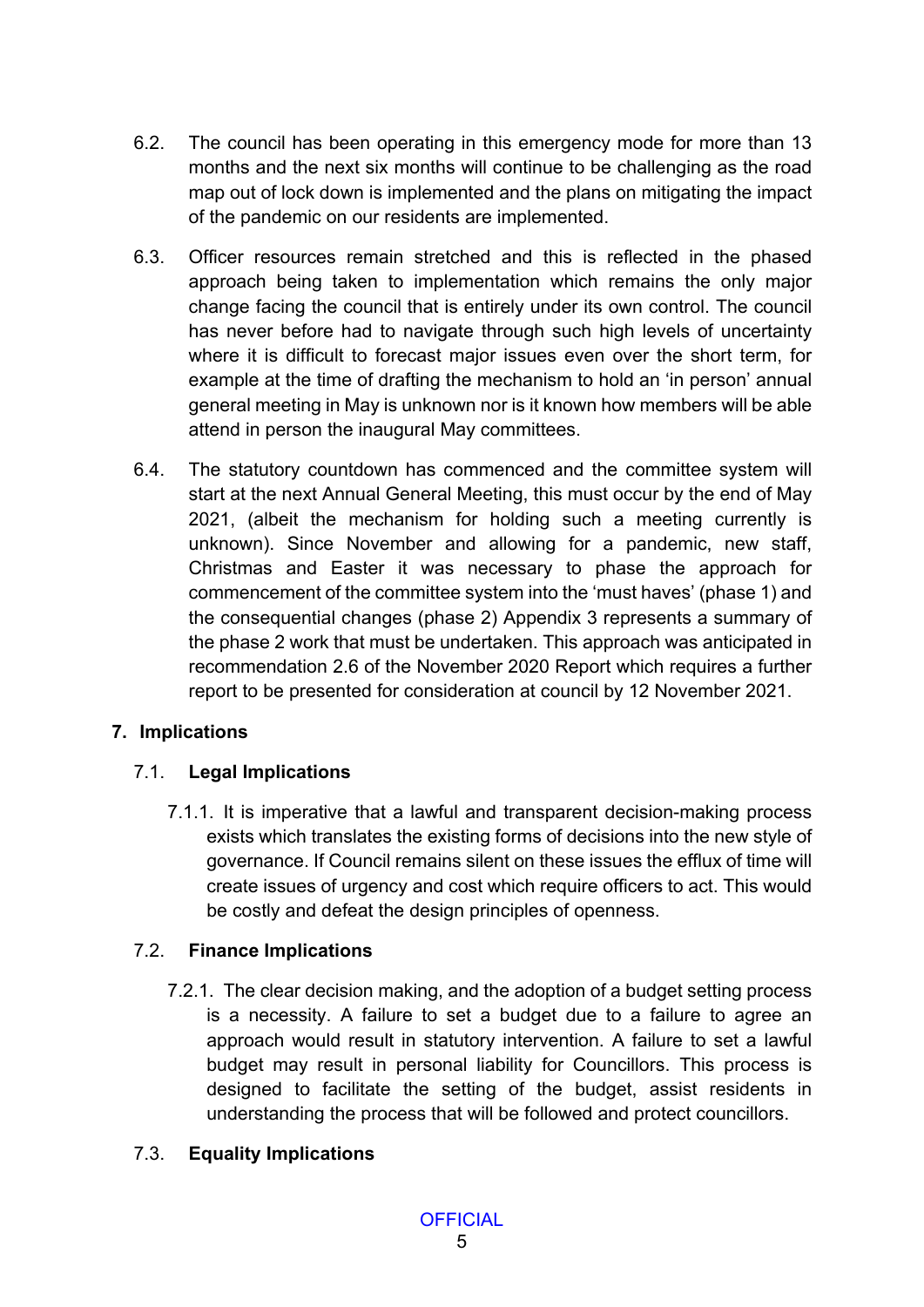6.2. The council has been operating in this emergency mode for more than 13 months and the next six months will continue to be challenging as the road map out of lock down is implemented and the plans on mitigating the impact of the pandemic on our residents are implemented.

6.3. Officer resources remain stretched and this is reflected in the phased approach being taken to implementation which remains the only major change facing the council that is entirely under its own control. The council has never before had to navigate through such high levels of uncertainty where it is difficult to forecast major issues even over the short term, for example at the time of drafting the mechanism to hold an 'in person' annual general meeting in May is unknown nor is it known how members will be able attend in person the inaugural May committees.

6.4. The statutory countdown has commenced and the committee system will start at the next Annual General Meeting, this must occur by the end of May 2021, (albeit the mechanism for holding such a meeting currently is unknown). Since November and allowing for a pandemic, new staff, Christmas and Easter it was necessary to phase the approach for commencement of the committee system into the 'must haves' (phase 1) and the consequential changes (phase 2) Appendix 3 represents a summary of the phase 2 work that must be undertaken. This approach was anticipated in recommendation 2.6 of the November 2020 Report which requires a further report to be presented for consideration at council by 12 November 2021.

## 7. Implications

### 7.1. Legal Implications

7.1.1. It is imperative that a lawful and transparent decision-making process exists which translates the existing forms of decisions into the new style of governance. If Council remains silent on these issues the efflux of time will create issues of urgency and cost which require officers to act. This would be costly and defeat the design principles of openness.

### 7.2. Finance Implications

7.2.1. The clear decision making, and the adoption of a budget setting process is a necessity. A failure to set a budget due to a failure to agree an approach would result in statutory intervention. A failure to set a lawful budget may result in personal liability for Councillors. This process is designed to facilitate the setting of the budget, assist residents in understanding the process that will be followed and protect councillors.

### 7.3. Equality Implications

OFFICIAL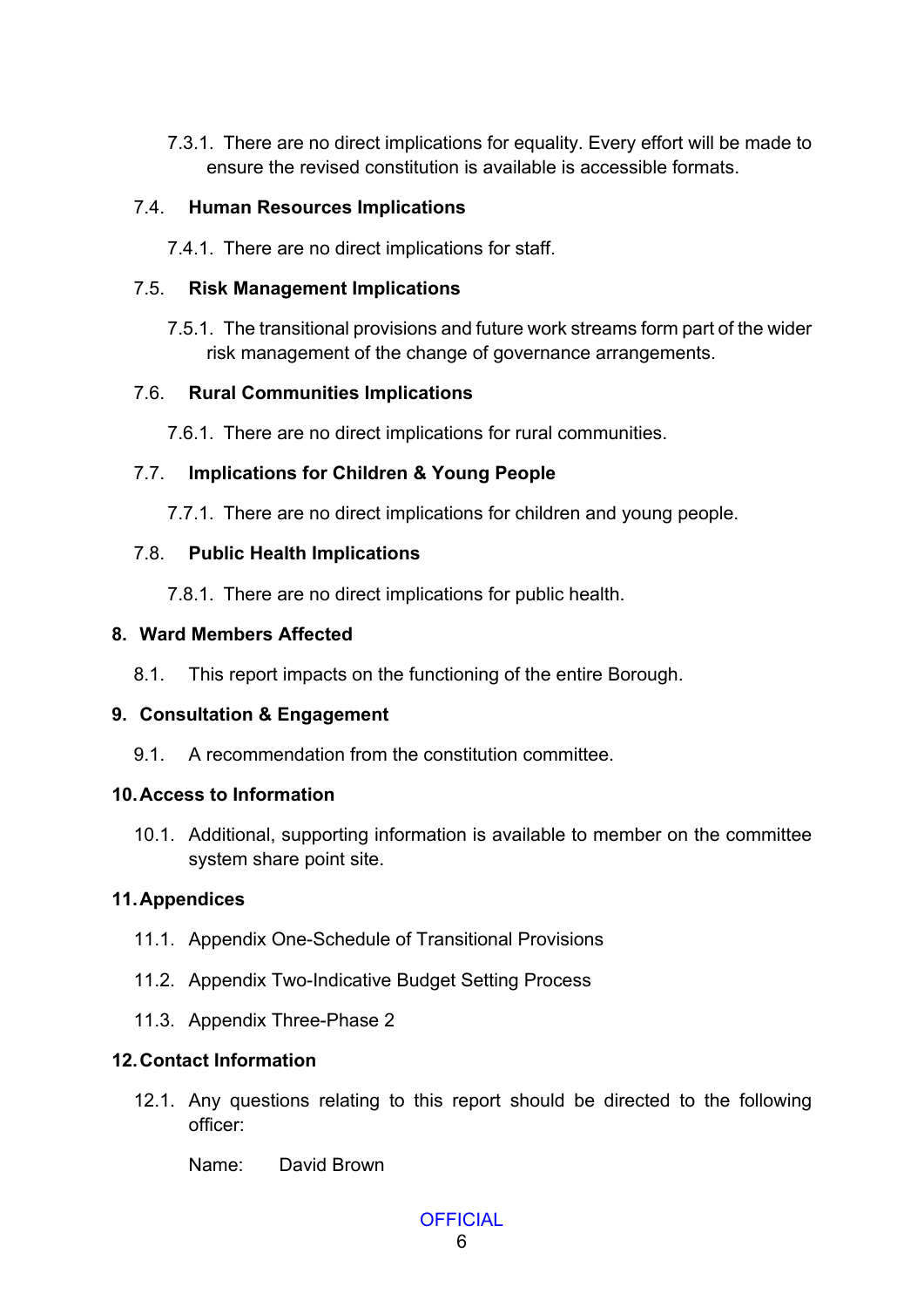7.3.1. There are no direct implications for equality. Every effort will be made to ensure the revised constitution is available is accessible formats.

### 7.4. Human Resources Implications

7.4.1. There are no direct implications for staff.

### 7.5. Risk Management Implications

7.5.1. The transitional provisions and future work streams form part of the wider risk management of the change of governance arrangements.

### 7.6. Rural Communities Implications

7.6.1. There are no direct implications for rural communities.

### 7.7. Implications for Children & Young People

7.7.1. There are no direct implications for children and young people.

### 7.8. Public Health Implications

7.8.1. There are no direct implications for public health.

## 8. Ward Members Affected

8.1. This report impacts on the functioning of the entire Borough.

## 9. Consultation & Engagement

9.1. A recommendation from the constitution committee.

## 10. Access to Information

10.1. Additional, supporting information is available to member on the committee system share point site.

## 11. Appendices

11.1. Appendix One-Schedule of Transitional Provisions

11.2. Appendix Two-Indicative Budget Setting Process

11.3. Appendix Three-Phase 2

## 12. Contact Information

12.1. Any questions relating to this report should be directed to the following officer:

Name: David Brown

OFFICIAL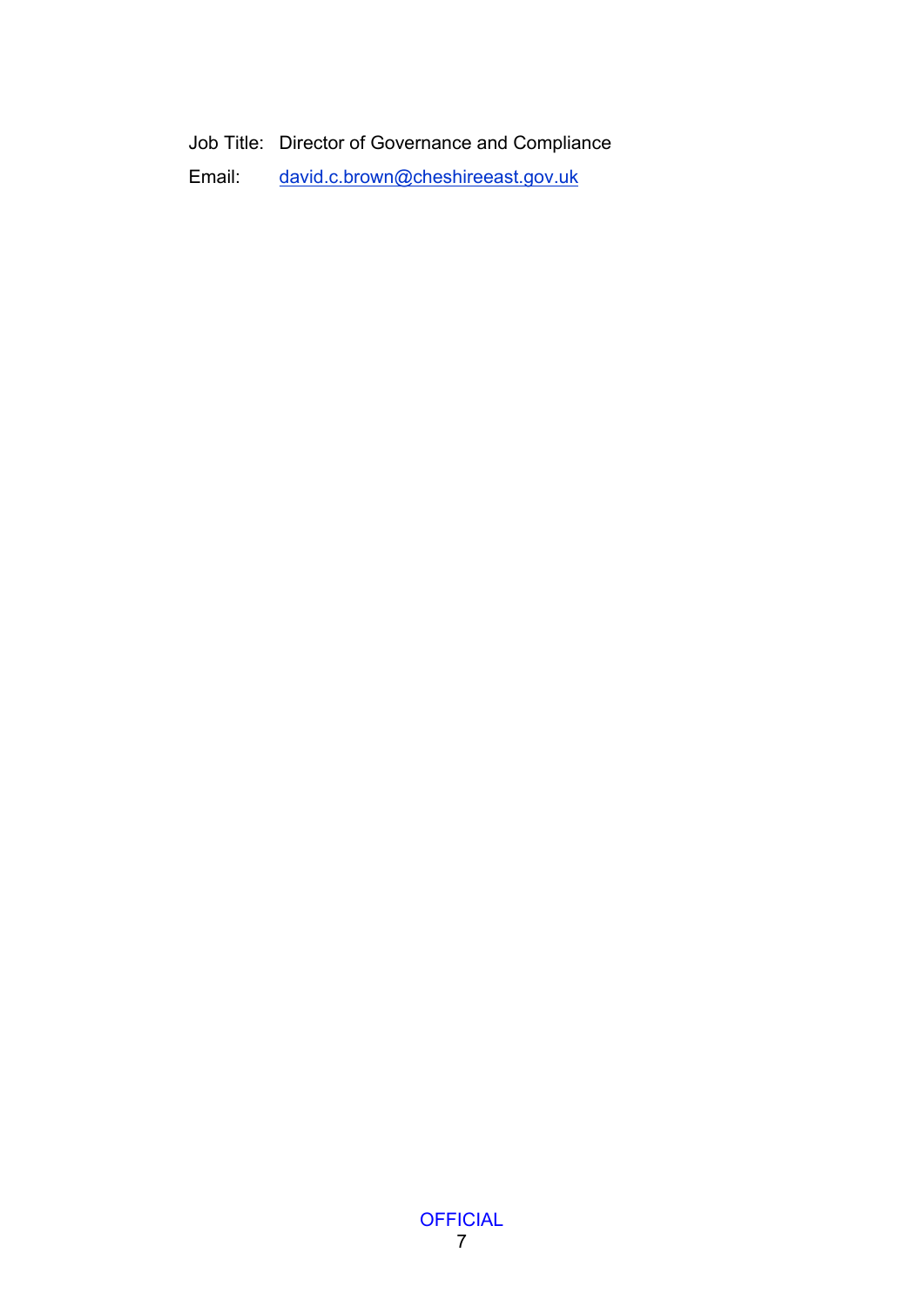Job Title: Director of Governance and Compliance

Email: david.c.brown@cheshireeast.gov.uk

OFFICIAL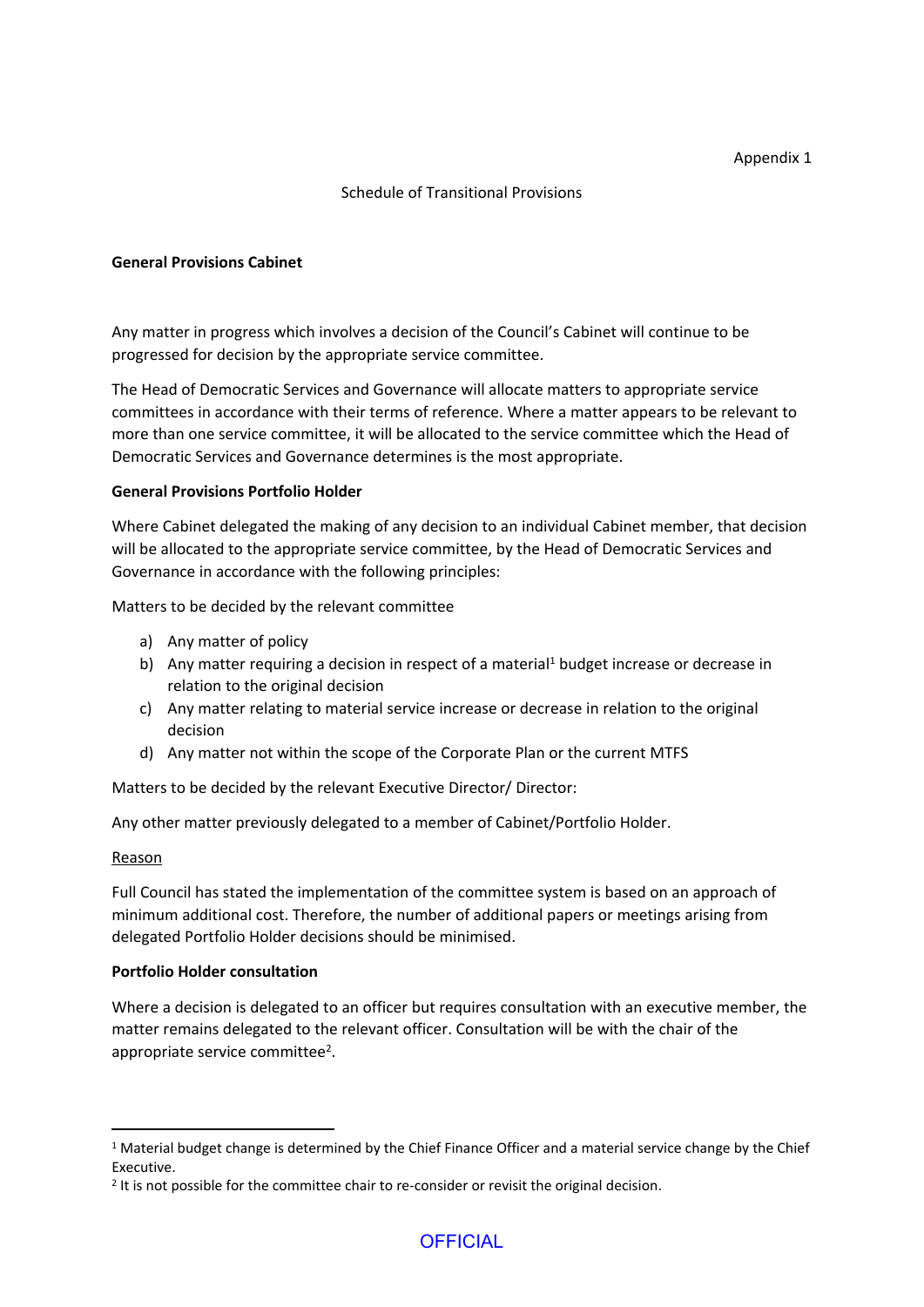Appendix 1

Schedule of Transitional Provisions

**General Provisions Cabinet**

Any matter in progress which involves a decision of the Council's Cabinet will continue to be progressed for decision by the appropriate service committee.

The Head of Democratic Services and Governance will allocate matters to appropriate service committees in accordance with their terms of reference. Where a matter appears to be relevant to more than one service committee, it will be allocated to the service committee which the Head of Democratic Services and Governance determines is the most appropriate.

**General Provisions Portfolio Holder**

Where Cabinet delegated the making of any decision to an individual Cabinet member, that decision will be allocated to the appropriate service committee, by the Head of Democratic Services and Governance in accordance with the following principles:

Matters to be decided by the relevant committee

a) Any matter of policy
b) Any matter requiring a decision in respect of a material[1] budget increase or decrease in relation to the original decision
c) Any matter relating to material service increase or decrease in relation to the original decision
d) Any matter not within the scope of the Corporate Plan or the current MTFS

Matters to be decided by the relevant Executive Director/ Director:

Any other matter previously delegated to a member of Cabinet/Portfolio Holder.

<u>Reason</u>

Full Council has stated the implementation of the committee system is based on an approach of minimum additional cost. Therefore, the number of additional papers or meetings arising from delegated Portfolio Holder decisions should be minimised.

**Portfolio Holder consultation**

Where a decision is delegated to an officer but requires consultation with an executive member, the matter remains delegated to the relevant officer. Consultation will be with the chair of the appropriate service committee[2].

---

[1] Material budget change is determined by the Chief Finance Officer and a material service change by the Chief Executive.

[2] It is not possible for the committee chair to re-consider or revisit the original decision.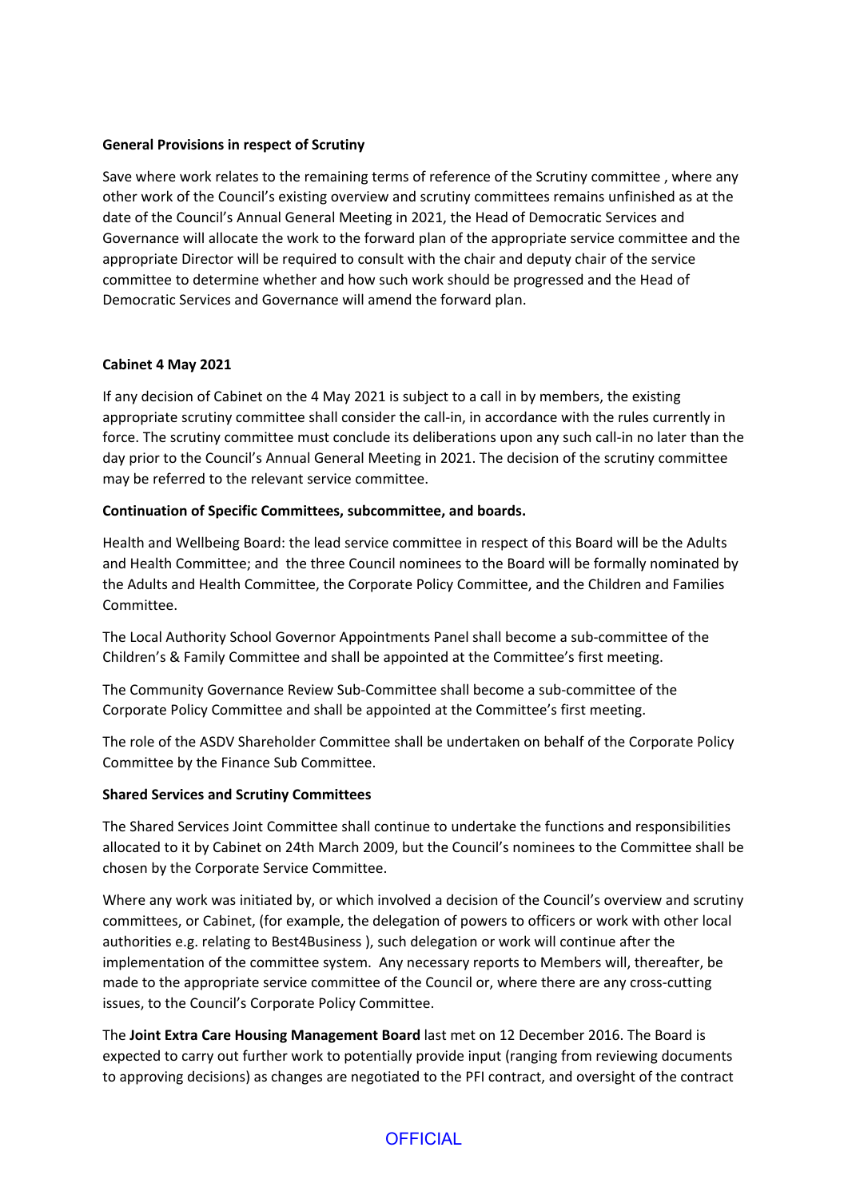**General Provisions in respect of Scrutiny**

Save where work relates to the remaining terms of reference of the Scrutiny committee , where any other work of the Council's existing overview and scrutiny committees remains unfinished as at the date of the Council's Annual General Meeting in 2021, the Head of Democratic Services and Governance will allocate the work to the forward plan of the appropriate service committee and the appropriate Director will be required to consult with the chair and deputy chair of the service committee to determine whether and how such work should be progressed and the Head of Democratic Services and Governance will amend the forward plan.

**Cabinet 4 May 2021**

If any decision of Cabinet on the 4 May 2021 is subject to a call in by members, the existing appropriate scrutiny committee shall consider the call-in, in accordance with the rules currently in force. The scrutiny committee must conclude its deliberations upon any such call-in no later than the day prior to the Council's Annual General Meeting in 2021. The decision of the scrutiny committee may be referred to the relevant service committee.

**Continuation of Specific Committees, subcommittee, and boards.**

Health and Wellbeing Board: the lead service committee in respect of this Board will be the Adults and Health Committee; and the three Council nominees to the Board will be formally nominated by the Adults and Health Committee, the Corporate Policy Committee, and the Children and Families Committee.

The Local Authority School Governor Appointments Panel shall become a sub-committee of the Children's & Family Committee and shall be appointed at the Committee's first meeting.

The Community Governance Review Sub-Committee shall become a sub-committee of the Corporate Policy Committee and shall be appointed at the Committee's first meeting.

The role of the ASDV Shareholder Committee shall be undertaken on behalf of the Corporate Policy Committee by the Finance Sub Committee.

**Shared Services and Scrutiny Committees**

The Shared Services Joint Committee shall continue to undertake the functions and responsibilities allocated to it by Cabinet on 24th March 2009, but the Council's nominees to the Committee shall be chosen by the Corporate Service Committee.

Where any work was initiated by, or which involved a decision of the Council's overview and scrutiny committees, or Cabinet, (for example, the delegation of powers to officers or work with other local authorities e.g. relating to Best4Business ), such delegation or work will continue after the implementation of the committee system. Any necessary reports to Members will, thereafter, be made to the appropriate service committee of the Council or, where there are any cross-cutting issues, to the Council's Corporate Policy Committee.

The **Joint Extra Care Housing Management Board** last met on 12 December 2016. The Board is expected to carry out further work to potentially provide input (ranging from reviewing documents to approving decisions) as changes are negotiated to the PFI contract, and oversight of the contract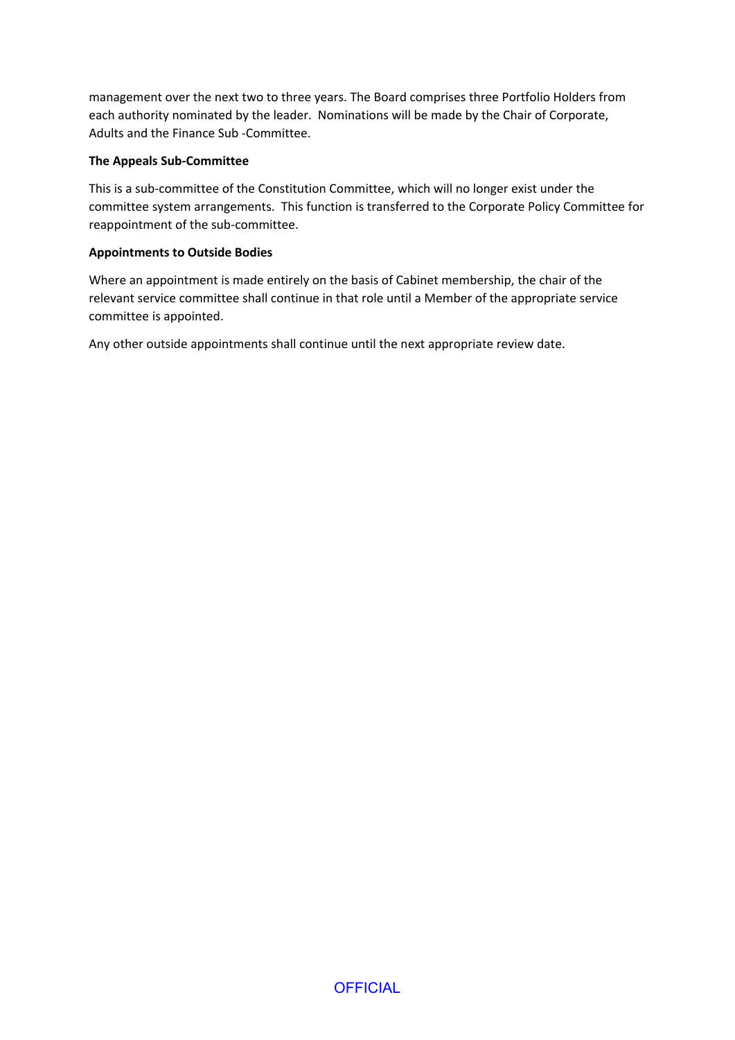management over the next two to three years. The Board comprises three Portfolio Holders from each authority nominated by the leader. Nominations will be made by the Chair of Corporate, Adults and the Finance Sub -Committee.

**The Appeals Sub-Committee**

This is a sub-committee of the Constitution Committee, which will no longer exist under the committee system arrangements. This function is transferred to the Corporate Policy Committee for reappointment of the sub-committee.

**Appointments to Outside Bodies**

Where an appointment is made entirely on the basis of Cabinet membership, the chair of the relevant service committee shall continue in that role until a Member of the appropriate service committee is appointed.

Any other outside appointments shall continue until the next appropriate review date.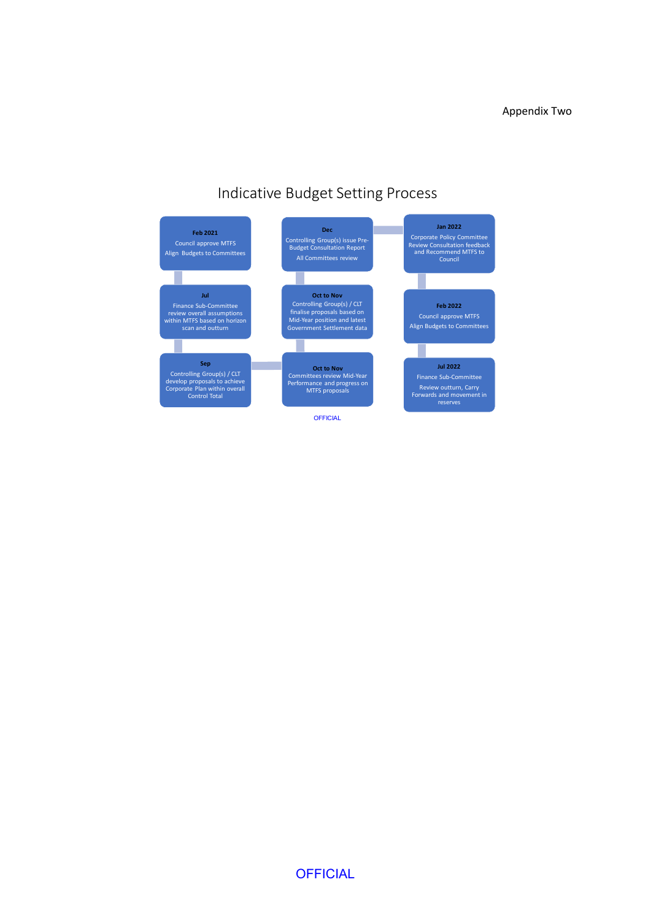Appendix Two

# Indicative Budget Setting Process

**Feb 2021**
Council approve MTFS
Align Budgets to Committees

**Jul**
Finance Sub-Committee review overall assumptions within MTFS based on horizon scan and outturn

**Sep**
Controlling Group(s) / CLT develop proposals to achieve Corporate Plan within overall Control Total

**Oct to Nov**
Committees review Mid-Year Performance and progress on MTFS proposals

**Oct to Nov**
Controlling Group(s) / CLT finalise proposals based on Mid-Year position and latest Government Settlement data

**Dec**
Controlling Group(s) issue Pre-Budget Consultation Report
All Committees review

**Jan 2022**
Corporate Policy Committee Review Consultation feedback and Recommend MTFS to Council

**Feb 2022**
Council approve MTFS
Align Budgets to Committees

**Jul 2022**
Finance Sub-Committee
Review outturn, Carry Forwards and movement in reserves

OFFICIAL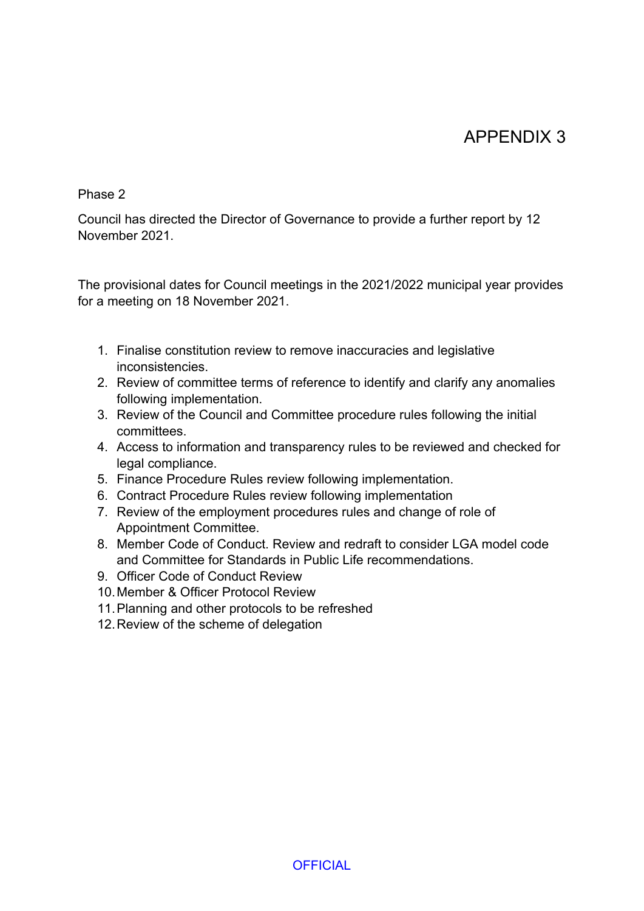# APPENDIX 3

Phase 2

Council has directed the Director of Governance to provide a further report by 12 November 2021.

The provisional dates for Council meetings in the 2021/2022 municipal year provides for a meeting on 18 November 2021.

1. Finalise constitution review to remove inaccuracies and legislative inconsistencies.
2. Review of committee terms of reference to identify and clarify any anomalies following implementation.
3. Review of the Council and Committee procedure rules following the initial committees.
4. Access to information and transparency rules to be reviewed and checked for legal compliance.
5. Finance Procedure Rules review following implementation.
6. Contract Procedure Rules review following implementation
7. Review of the employment procedures rules and change of role of Appointment Committee.
8. Member Code of Conduct. Review and redraft to consider LGA model code and Committee for Standards in Public Life recommendations.
9. Officer Code of Conduct Review
10. Member & Officer Protocol Review
11. Planning and other protocols to be refreshed
12. Review of the scheme of delegation